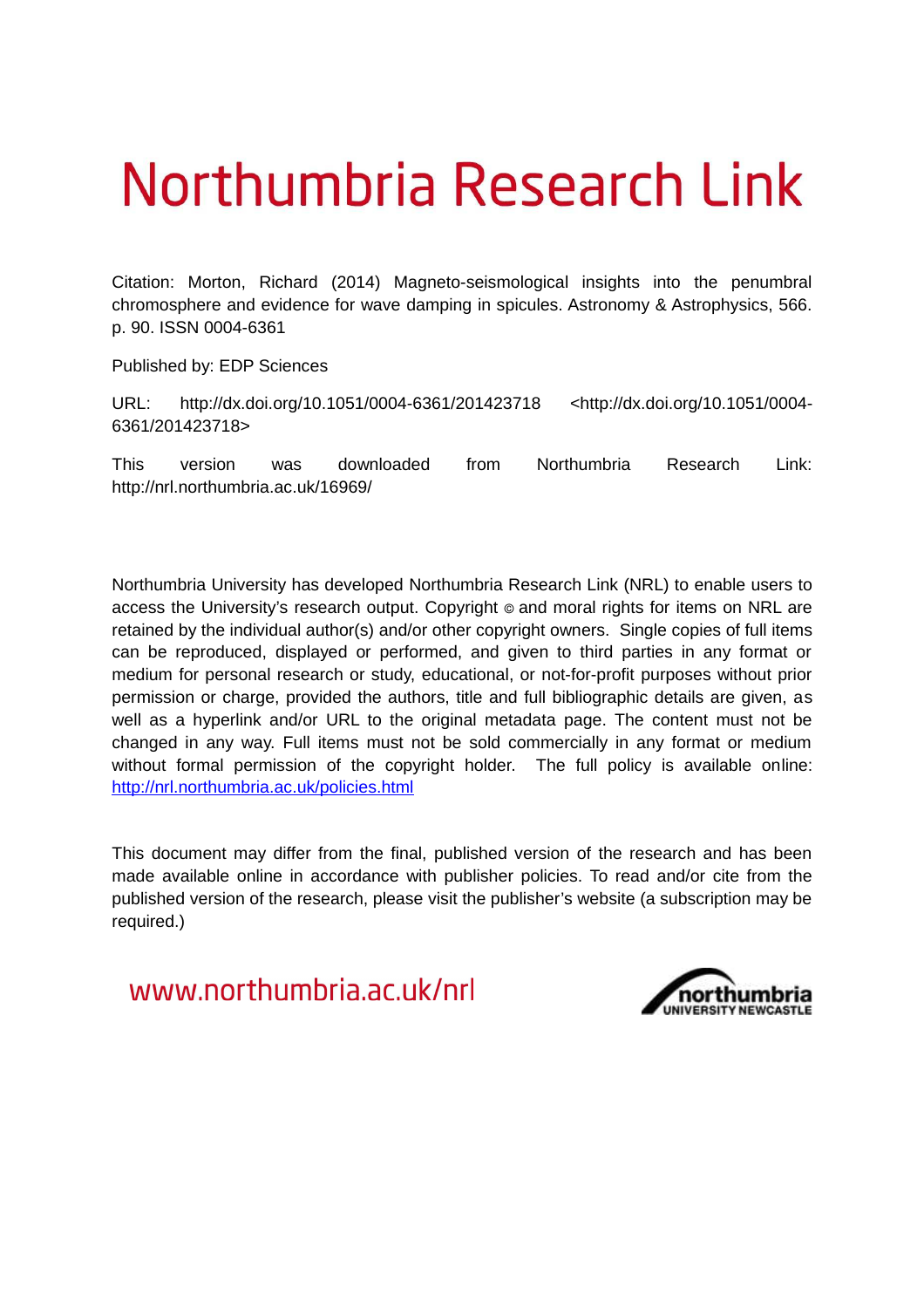# Northumbria Research Link

Citation: Morton, Richard (2014) Magneto-seismological insights into the penumbral chromosphere and evidence for wave damping in spicules. Astronomy & Astrophysics, 566. p. 90. ISSN 0004-6361

Published by: EDP Sciences

URL: http://dx.doi.org/10.1051/0004-6361/201423718 <http://dx.doi.org/10.1051/0004-6361/201423718>

This version was downloaded from Northumbria Research Link: http://nrl.northumbria.ac.uk/16969/

Northumbria University has developed Northumbria Research Link (NRL) to enable users to access the University's research output. Copyright © and moral rights for items on NRL are retained by the individual author(s) and/or other copyright owners. Single copies of full items can be reproduced, displayed or performed, and given to third parties in any format or medium for personal research or study, educational, or not-for-profit purposes without prior permission or charge, provided the authors, title and full bibliographic details are given, as well as a hyperlink and/or URL to the original metadata page. The content must not be changed in any way. Full items must not be sold commercially in any format or medium without formal permission of the copyright holder. The full policy is available online: http://nrl.northumbria.ac.uk/policies.html

This document may differ from the final, published version of the research and has been made available online in accordance with publisher policies. To read and/or cite from the published version of the research, please visit the publisher's website (a subscription may be required.)

www.northumbria.ac.uk/nrl

northumbria UNIVERSITY NEWCASTLE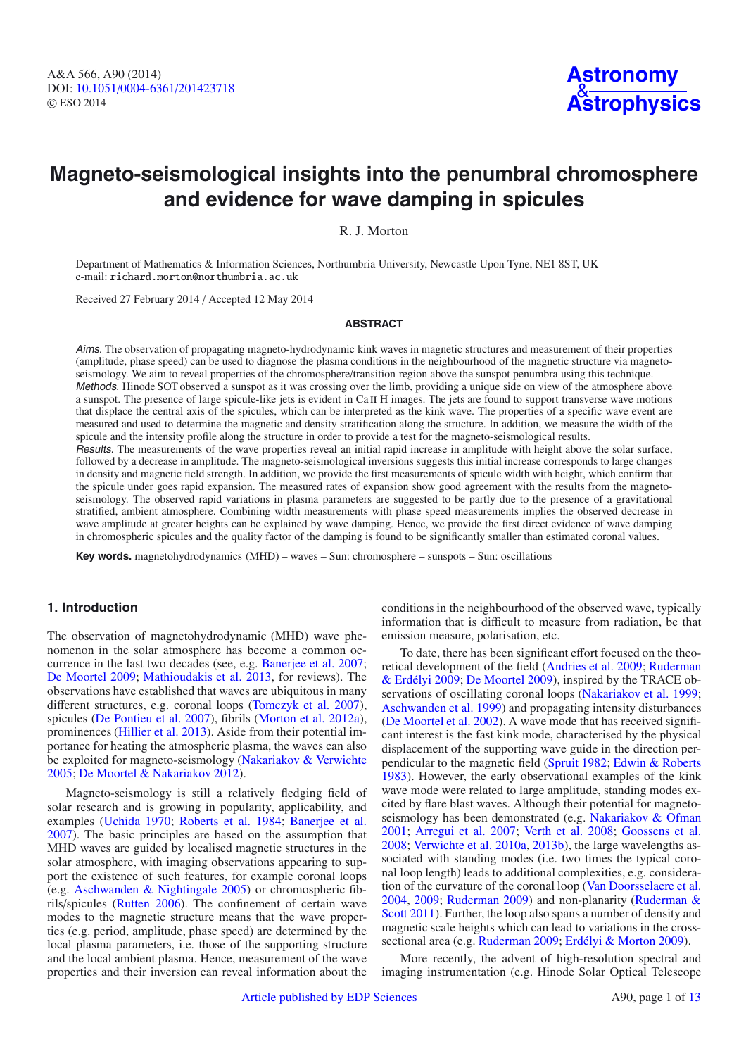# Magneto-seismological insights into the penumbral chromosphere and evidence for wave damping in spicules

R. J. Morton

Department of Mathematics & Information Sciences, Northumbria University, Newcastle Upon Tyne, NE1 8ST, UK
e-mail: richard.morton@northumbria.ac.uk

Received 27 February 2014 / Accepted 12 May 2014

## ABSTRACT

*Aims.* The observation of propagating magneto-hydrodynamic kink waves in magnetic structures and measurement of their properties (amplitude, phase speed) can be used to diagnose the plasma conditions in the neighbourhood of the magnetic structure via magneto-seismology. We aim to reveal properties of the chromosphere/transition region above the sunspot penumbra using this technique.

*Methods.* Hinode SOT observed a sunspot as it was crossing over the limb, providing a unique side on view of the atmosphere above a sunspot. The presence of large spicule-like jets is evident in Ca II H images. The jets are found to support transverse wave motions that displace the central axis of the spicules, which can be interpreted as the kink wave. The properties of a specific wave event are measured and used to determine the magnetic and density stratification along the structure. In addition, we measure the width of the spicule and the intensity profile along the structure in order to provide a test for the magneto-seismological results.

*Results.* The measurements of the wave properties reveal an initial rapid increase in amplitude with height above the solar surface, followed by a decrease in amplitude. The magneto-seismological inversions suggests this initial increase corresponds to large changes in density and magnetic field strength. In addition, we provide the first measurements of spicule width with height, which confirm that the spicule under goes rapid expansion. The measured rates of expansion show good agreement with the results from the magneto-seismology. The observed rapid variations in plasma parameters are suggested to be partly due to the presence of a gravitational stratified, ambient atmosphere. Combining width measurements with phase speed measurements implies the observed decrease in wave amplitude at greater heights can be explained by wave damping. Hence, we provide the first direct evidence of wave damping in chromospheric spicules and the quality factor of the damping is found to be significantly smaller than estimated coronal values.

**Key words.** magnetohydrodynamics (MHD) – waves – Sun: chromosphere – sunspots – Sun: oscillations

## 1. Introduction

The observation of magnetohydrodynamic (MHD) wave phenomenon in the solar atmosphere has become a common occurrence in the last two decades (see, e.g. Banerjee et al. 2007; De Moortel 2009; Mathioudakis et al. 2013, for reviews). The observations have established that waves are ubiquitous in many different structures, e.g. coronal loops (Tomczyk et al. 2007), spicules (De Pontieu et al. 2007), fibrils (Morton et al. 2012a), prominences (Hillier et al. 2013). Aside from their potential importance for heating the atmospheric plasma, the waves can also be exploited for magneto-seismology (Nakariakov & Verwichte 2005; De Moortel & Nakariakov 2012).

Magneto-seismology is still a relatively fledging field of solar research and is growing in popularity, applicability, and examples (Uchida 1970; Roberts et al. 1984; Banerjee et al. 2007). The basic principles are based on the assumption that MHD waves are guided by localised magnetic structures in the solar atmosphere, with imaging observations appearing to support the existence of such features, for example coronal loops (e.g. Aschwanden & Nightingale 2005) or chromospheric fibrils/spicules (Rutten 2006). The confinement of certain wave modes to the magnetic structure means that the wave properties (e.g. period, amplitude, phase speed) are determined by the local plasma parameters, i.e. those of the supporting structure and the local ambient plasma. Hence, measurement of the wave properties and their inversion can reveal information about the conditions in the neighbourhood of the observed wave, typically information that is difficult to measure from radiation, be that emission measure, polarisation, etc.

To date, there has been significant effort focused on the theoretical development of the field (Andries et al. 2009; Ruderman & Erdélyi 2009; De Moortel 2009), inspired by the TRACE observations of oscillating coronal loops (Nakariakov et al. 1999; Aschwanden et al. 1999) and propagating intensity disturbances (De Moortel et al. 2002). A wave mode that has received significant interest is the fast kink mode, characterised by the physical displacement of the supporting wave guide in the direction perpendicular to the magnetic field (Spruit 1982; Edwin & Roberts 1983). However, the early observational examples of the kink wave mode were related to large amplitude, standing modes excited by flare blast waves. Although their potential for magneto-seismology has been demonstrated (e.g. Nakariakov & Ofman 2001; Arregui et al. 2007; Verth et al. 2008; Goossens et al. 2008; Verwichte et al. 2010a, 2013b), the large wavelengths associated with standing modes (i.e. two times the typical coronal loop length) leads to additional complexities, e.g. consideration of the curvature of the coronal loop (Van Doorsselaere et al. 2004, 2009; Ruderman 2009) and non-planarity (Ruderman & Scott 2011). Further, the loop also spans a number of density and magnetic scale heights which can lead to variations in the cross-sectional area (e.g. Ruderman 2009; Erdélyi & Morton 2009).

More recently, the advent of high-resolution spectral and imaging instrumentation (e.g. Hinode Solar Optical Telescope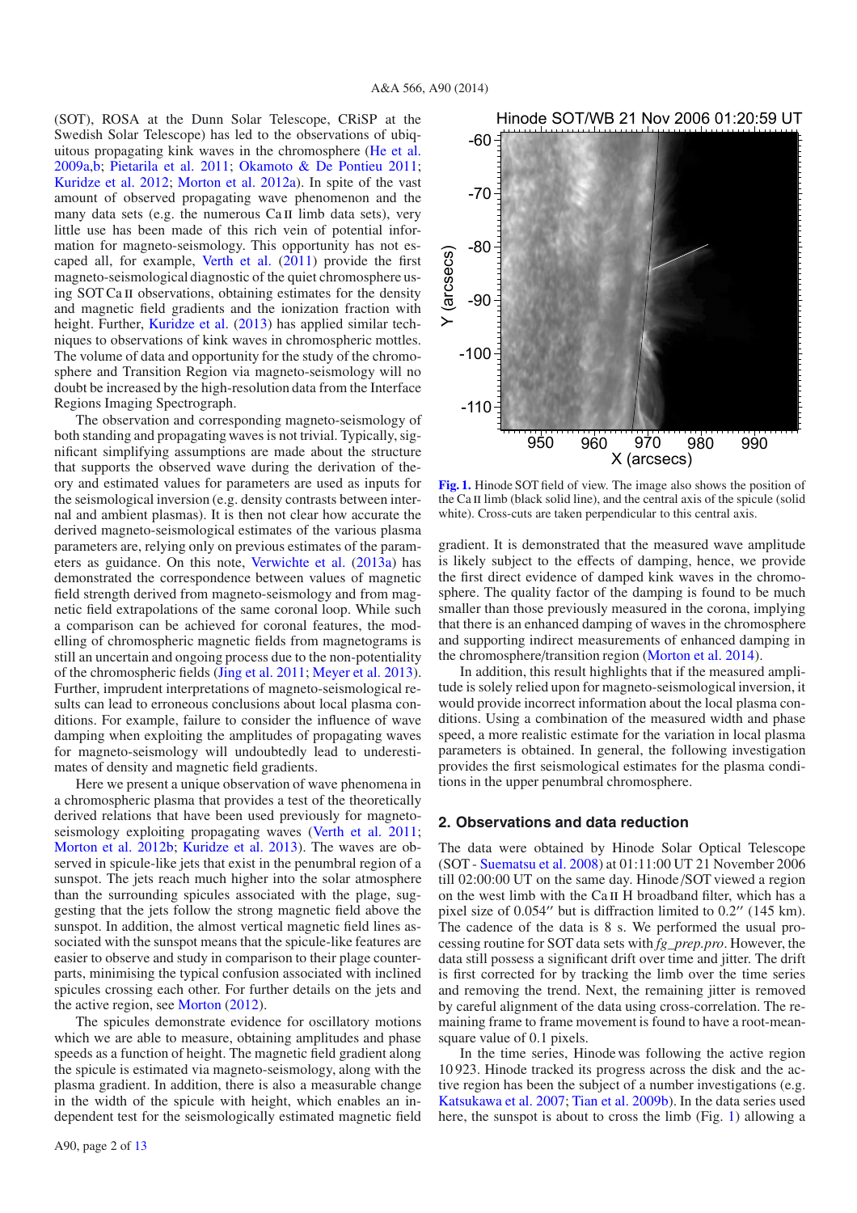(SOT), ROSA at the Dunn Solar Telescope, CRiSP at the Swedish Solar Telescope) has led to the observations of ubiquitous propagating kink waves in the chromosphere (He et al. 2009a,b; Pietarila et al. 2011; Okamoto & De Pontieu 2011; Kuridze et al. 2012; Morton et al. 2012a). In spite of the vast amount of observed propagating wave phenomenon and the many data sets (e.g. the numerous Ca II limb data sets), very little use has been made of this rich vein of potential information for magneto-seismology. This opportunity has not escaped all, for example, Verth et al. (2011) provide the first magneto-seismological diagnostic of the quiet chromosphere using SOT Ca II observations, obtaining estimates for the density and magnetic field gradients and the ionization fraction with height. Further, Kuridze et al. (2013) has applied similar techniques to observations of kink waves in chromospheric mottles. The volume of data and opportunity for the study of the chromosphere and Transition Region via magneto-seismology will no doubt be increased by the high-resolution data from the Interface Regions Imaging Spectrograph.

The observation and corresponding magneto-seismology of both standing and propagating waves is not trivial. Typically, significant simplifying assumptions are made about the structure that supports the observed wave during the derivation of theory and estimated values for parameters are used as inputs for the seismological inversion (e.g. density contrasts between internal and ambient plasmas). It is then not clear how accurate the derived magneto-seismological estimates of the various plasma parameters are, relying only on previous estimates of the parameters as guidance. On this note, Verwichte et al. (2013a) has demonstrated the correspondence between values of magnetic field strength derived from magneto-seismology and from magnetic field extrapolations of the same coronal loop. While such a comparison can be achieved for coronal features, the modelling of chromospheric magnetic fields from magnetograms is still an uncertain and ongoing process due to the non-potentiality of the chromospheric fields (Jing et al. 2011; Meyer et al. 2013). Further, imprudent interpretations of magneto-seismological results can lead to erroneous conclusions about local plasma conditions. For example, failure to consider the influence of wave damping when exploiting the amplitudes of propagating waves for magneto-seismology will undoubtedly lead to underestimates of density and magnetic field gradients.

Here we present a unique observation of wave phenomena in a chromospheric plasma that provides a test of the theoretically derived relations that have been used previously for magneto-seismology exploiting propagating waves (Verth et al. 2011; Morton et al. 2012b; Kuridze et al. 2013). The waves are observed in spicule-like jets that exist in the penumbral region of a sunspot. The jets reach much higher into the solar atmosphere than the surrounding spicules associated with the plage, suggesting that the jets follow the strong magnetic field above the sunspot. In addition, the almost vertical magnetic field lines associated with the sunspot means that the spicule-like features are easier to observe and study in comparison to their plage counterparts, minimising the typical confusion associated with inclined spicules crossing each other. For further details on the jets and the active region, see Morton (2012).

The spicules demonstrate evidence for oscillatory motions which we are able to measure, obtaining amplitudes and phase speeds as a function of height. The magnetic field gradient along the spicule is estimated via magneto-seismology, along with the plasma gradient. In addition, there is also a measurable change in the width of the spicule with height, which enables an independent test for the seismologically estimated magnetic field gradient. It is demonstrated that the measured wave amplitude is likely subject to the effects of damping, hence, we provide the first direct evidence of damped kink waves in the chromosphere. The quality factor of the damping is found to be much smaller than those previously measured in the corona, implying that there is an enhanced damping of waves in the chromosphere and supporting indirect measurements of enhanced damping in the chromosphere/transition region (Morton et al. 2014).

In addition, this result highlights that if the measured amplitude is solely relied upon for magneto-seismological inversion, it would provide incorrect information about the local plasma conditions. Using a combination of the measured width and phase speed, a more realistic estimate for the variation in local plasma parameters is obtained. In general, the following investigation provides the first seismological estimates for the plasma conditions in the upper penumbral chromosphere.

**Fig. 1.** Hinode SOT field of view. The image also shows the position of the Ca II limb (black solid line), and the central axis of the spicule (solid white). Cross-cuts are taken perpendicular to this central axis.

## 2. Observations and data reduction

The data were obtained by Hinode Solar Optical Telescope (SOT - Suematsu et al. 2008) at 01:11:00 UT 21 November 2006 till 02:00:00 UT on the same day. Hinode/SOT viewed a region on the west limb with the Ca II H broadband filter, which has a pixel size of 0.054″ but is diffraction limited to 0.2″ (145 km). The cadence of the data is 8 s. We performed the usual processing routine for SOT data sets with *fg_prep.pro*. However, the data still possess a significant drift over time and jitter. The drift is first corrected for by tracking the limb over the time series and removing the trend. Next, the remaining jitter is removed by careful alignment of the data using cross-correlation. The remaining frame to frame movement is found to have a root-mean-square value of 0.1 pixels.

In the time series, Hinode was following the active region 10 923. Hinode tracked its progress across the disk and the active region has been the subject of a number investigations (e.g. Katsukawa et al. 2007; Tian et al. 2009b). In the data series used here, the sunspot is about to cross the limb (Fig. 1) allowing a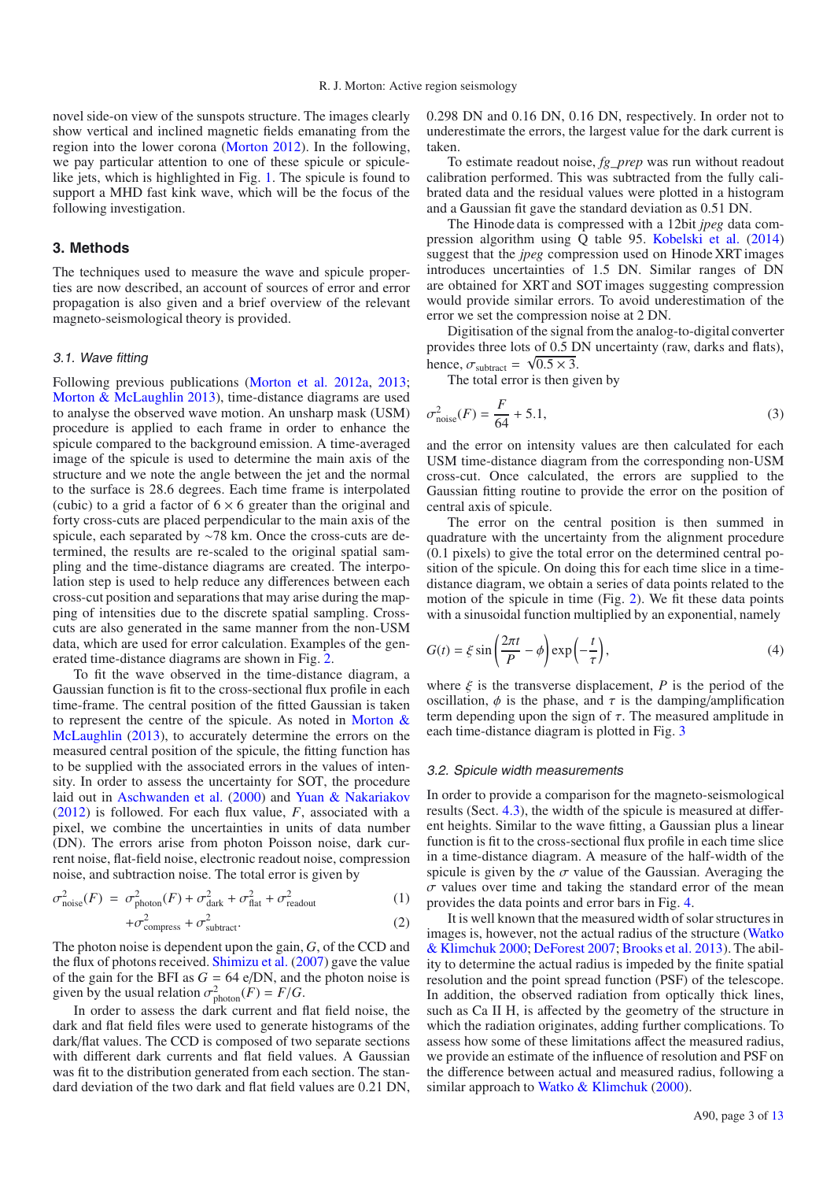novel side-on view of the sunspots structure. The images clearly show vertical and inclined magnetic fields emanating from the region into the lower corona (Morton 2012). In the following, we pay particular attention to one of these spicule or spicule-like jets, which is highlighted in Fig. 1. The spicule is found to support a MHD fast kink wave, which will be the focus of the following investigation.

## 3. Methods

The techniques used to measure the wave and spicule properties are now described, an account of sources of error and error propagation is also given and a brief overview of the relevant magneto-seismological theory is provided.

### 3.1. Wave fitting

Following previous publications (Morton et al. 2012a, 2013; Morton & McLaughlin 2013), time-distance diagrams are used to analyse the observed wave motion. An unsharp mask (USM) procedure is applied to each frame in order to enhance the spicule compared to the background emission. A time-averaged image of the spicule is used to determine the main axis of the structure and we note the angle between the jet and the normal to the surface is 28.6 degrees. Each time frame is interpolated (cubic) to a grid a factor of $6 \times 6$ greater than the original and forty cross-cuts are placed perpendicular to the main axis of the spicule, each separated by ~78 km. Once the cross-cuts are determined, the results are re-scaled to the original spatial sampling and the time-distance diagrams are created. The interpolation step is used to help reduce any differences between each cross-cut position and separations that may arise during the mapping of intensities due to the discrete spatial sampling. Cross-cuts are also generated in the same manner from the non-USM data, which are used for error calculation. Examples of the generated time-distance diagrams are shown in Fig. 2.

To fit the wave observed in the time-distance diagram, a Gaussian function is fit to the cross-sectional flux profile in each time-frame. The central position of the fitted Gaussian is taken to represent the centre of the spicule. As noted in Morton & McLaughlin (2013), to accurately determine the errors on the measured central position of the spicule, the fitting function has to be supplied with the associated errors in the values of intensity. In order to assess the uncertainty for SOT, the procedure laid out in Aschwanden et al. (2000) and Yuan & Nakariakov (2012) is followed. For each flux value, $F$, associated with a pixel, we combine the uncertainties in units of data number (DN). The errors arise from photon Poisson noise, dark current noise, flat-field noise, electronic readout noise, compression noise, and subtraction noise. The total error is given by

$$\sigma^2_{\rm noise}(F) = \sigma^2_{\rm photon}(F) + \sigma^2_{\rm dark} + \sigma^2_{\rm flat} + \sigma^2_{\rm readout} \quad (1)$$

$$+\sigma^2_{\rm compress} + \sigma^2_{\rm subtract}. \quad (2)$$

The photon noise is dependent upon the gain, $G$, of the CCD and the flux of photons received. Shimizu et al. (2007) gave the value of the gain for the BFI as $G = 64$ e/DN, and the photon noise is given by the usual relation $\sigma^2_{\rm photon}(F) = F/G$.

In order to assess the dark current and flat field noise, the dark and flat field files were used to generate histograms of the dark/flat values. The CCD is composed of two separate sections with different dark currents and flat field values. A Gaussian was fit to the distribution generated from each section. The standard deviation of the two dark and flat field values are 0.21 DN, 0.298 DN and 0.16 DN, 0.16 DN, respectively. In order not to underestimate the errors, the largest value for the dark current is taken.

To estimate readout noise, *fg_prep* was run without readout calibration performed. This was subtracted from the fully calibrated data and the residual values were plotted in a histogram and a Gaussian fit gave the standard deviation as 0.51 DN.

The Hinode data is compressed with a 12bit *jpeg* data compression algorithm using Q table 95. Kobelski et al. (2014) suggest that the *jpeg* compression used on Hinode XRT images introduces uncertainties of 1.5 DN. Similar ranges of DN are obtained for XRT and SOT images suggesting compression would provide similar errors. To avoid underestimation of the error we set the compression noise at 2 DN.

Digitisation of the signal from the analog-to-digital converter provides three lots of 0.5 DN uncertainty (raw, darks and flats), hence, $\sigma_{\rm subtract} = \sqrt{0.5 \times 3}$.

The total error is then given by

$$\sigma^2_{\rm noise}(F) = \frac{F}{64} + 5.1, \quad (3)$$

and the error on intensity values are then calculated for each USM time-distance diagram from the corresponding non-USM cross-cut. Once calculated, the errors are supplied to the Gaussian fitting routine to provide the error on the position of central axis of spicule.

The error on the central position is then summed in quadrature with the uncertainty from the alignment procedure (0.1 pixels) to give the total error on the determined central position of the spicule. On doing this for each time slice in a time-distance diagram, we obtain a series of data points related to the motion of the spicule in time (Fig. 2). We fit these data points with a sinusoidal function multiplied by an exponential, namely

$$G(t) = \xi \sin\left(\frac{2\pi t}{P} - \phi\right) \exp\left(-\frac{t}{\tau}\right), \quad (4)$$

where $\xi$ is the transverse displacement, $P$ is the period of the oscillation, $\phi$ is the phase, and $\tau$ is the damping/amplification term depending upon the sign of $\tau$. The measured amplitude in each time-distance diagram is plotted in Fig. 3

### 3.2. Spicule width measurements

In order to provide a comparison for the magneto-seismological results (Sect. 4.3), the width of the spicule is measured at different heights. Similar to the wave fitting, a Gaussian plus a linear function is fit to the cross-sectional flux profile in each time slice in a time-distance diagram. A measure of the half-width of the spicule is given by the $\sigma$ value of the Gaussian. Averaging the $\sigma$ values over time and taking the standard error of the mean provides the data points and error bars in Fig. 4.

It is well known that the measured width of solar structures in images is, however, not the actual radius of the structure (Watko & Klimchuk 2000; DeForest 2007; Brooks et al. 2013). The ability to determine the actual radius is impeded by the finite spatial resolution and the point spread function (PSF) of the telescope. In addition, the observed radiation from optically thick lines, such as Ca II H, is affected by the geometry of the structure in which the radiation originates, adding further complications. To assess how some of these limitations affect the measured radius, we provide an estimate of the influence of resolution and PSF on the difference between actual and measured radius, following a similar approach to Watko & Klimchuk (2000).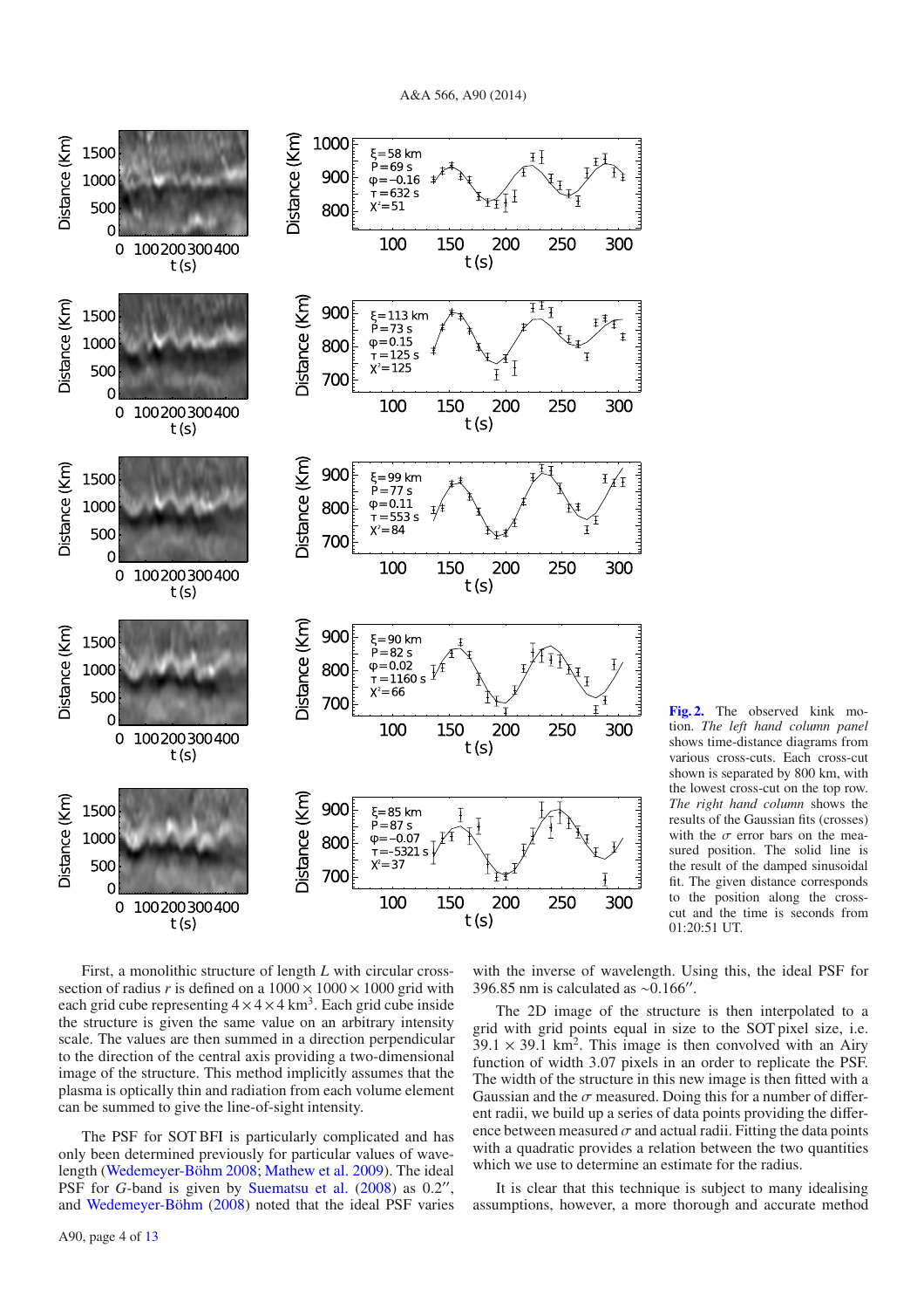**Fig. 2.** The observed kink motion. *The left hand column panel* shows time-distance diagrams from various cross-cuts. Each cross-cut shown is separated by 800 km, with the lowest cross-cut on the top row. *The right hand column* shows the results of the Gaussian fits (crosses) with the $\sigma$ error bars on the measured position. The solid line is the result of the damped sinusoidal fit. The given distance corresponds to the position along the cross-cut and the time is seconds from 01:20:51 UT.

First, a monolithic structure of length $L$ with circular cross-section of radius $r$ is defined on a $1000 \times 1000 \times 1000$ grid with each grid cube representing $4 \times 4 \times 4$ km$^3$. Each grid cube inside the structure is given the same value on an arbitrary intensity scale. The values are then summed in a direction perpendicular to the direction of the central axis providing a two-dimensional image of the structure. This method implicitly assumes that the plasma is optically thin and radiation from each volume element can be summed to give the line-of-sight intensity.

The PSF for SOT BFI is particularly complicated and has only been determined previously for particular values of wavelength (Wedemeyer-Böhm 2008; Mathew et al. 2009). The ideal PSF for $G$-band is given by Suematsu et al. (2008) as 0.2″, and Wedemeyer-Böhm (2008) noted that the ideal PSF varies with the inverse of wavelength. Using this, the ideal PSF for 396.85 nm is calculated as ~0.166″.

The 2D image of the structure is then interpolated to a grid with grid points equal in size to the SOT pixel size, i.e. $39.1 \times 39.1$ km$^2$. This image is then convolved with an Airy function of width 3.07 pixels in an order to replicate the PSF. The width of the structure in this new image is then fitted with a Gaussian and the $\sigma$ measured. Doing this for a number of different radii, we build up a series of data points providing the difference between measured $\sigma$ and actual radii. Fitting the data points with a quadratic provides a relation between the two quantities which we use to determine an estimate for the radius.

It is clear that this technique is subject to many idealising assumptions, however, a more thorough and accurate method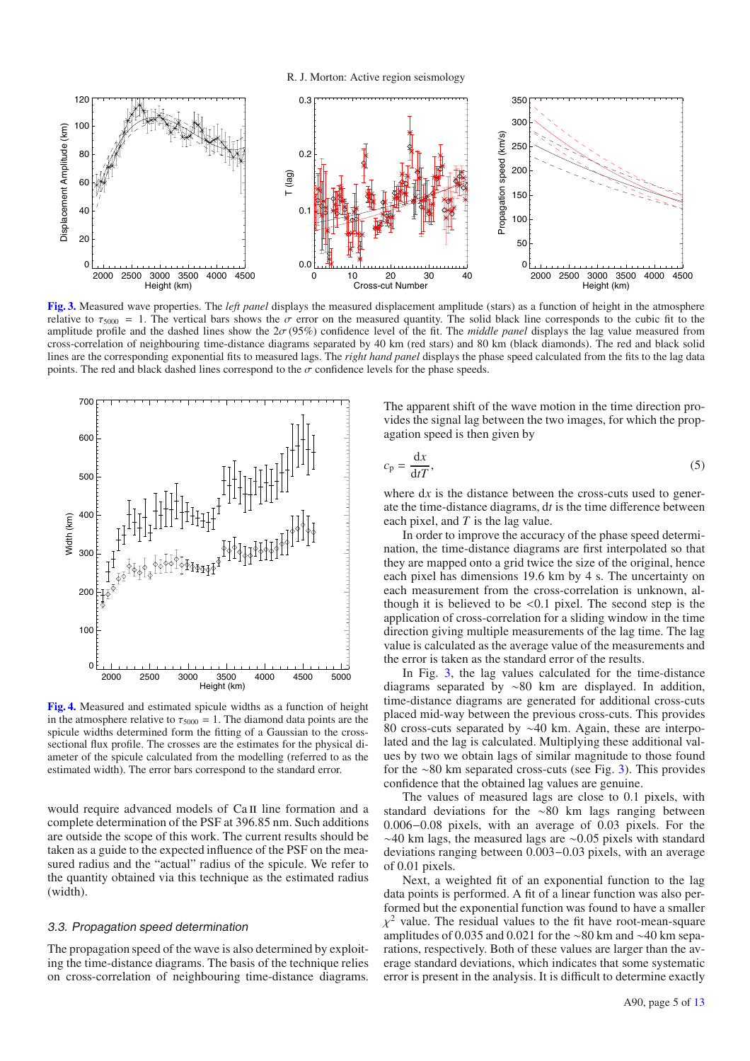**Fig. 3.** Measured wave properties. The *left panel* displays the measured displacement amplitude (stars) as a function of height in the atmosphere relative to $\tau_{5000} = 1$. The vertical bars shows the $\sigma$ error on the measured quantity. The solid black line corresponds to the cubic fit to the amplitude profile and the dashed lines show the $2\sigma$ (95%) confidence level of the fit. The *middle panel* displays the lag value measured from cross-correlation of neighbouring time-distance diagrams separated by 40 km (red stars) and 80 km (black diamonds). The red and black solid lines are the corresponding exponential fits to measured lags. The *right hand panel* displays the phase speed calculated from the fits to the lag data points. The red and black dashed lines correspond to the $\sigma$ confidence levels for the phase speeds.

**Fig. 4.** Measured and estimated spicule widths as a function of height in the atmosphere relative to $\tau_{5000} = 1$. The diamond data points are the spicule widths determined form the fitting of a Gaussian to the cross-sectional flux profile. The crosses are the estimates for the physical diameter of the spicule calculated from the modelling (referred to as the estimated width). The error bars correspond to the standard error.

would require advanced models of Ca II line formation and a complete determination of the PSF at 396.85 nm. Such additions are outside the scope of this work. The current results should be taken as a guide to the expected influence of the PSF on the measured radius and the "actual" radius of the spicule. We refer to the quantity obtained via this technique as the estimated radius (width).

### 3.3. Propagation speed determination

The propagation speed of the wave is also determined by exploiting the time-distance diagrams. The basis of the technique relies on cross-correlation of neighbouring time-distance diagrams. The apparent shift of the wave motion in the time direction provides the signal lag between the two images, for which the propagation speed is then given by

$$c_{\mathrm{p}} = \frac{\mathrm{d}x}{\mathrm{d}tT}, \tag{5}$$

where $\mathrm{d}x$ is the distance between the cross-cuts used to generate the time-distance diagrams, $\mathrm{d}t$ is the time difference between each pixel, and $T$ is the lag value.

In order to improve the accuracy of the phase speed determination, the time-distance diagrams are first interpolated so that they are mapped onto a grid twice the size of the original, hence each pixel has dimensions 19.6 km by 4 s. The uncertainty on each measurement from the cross-correlation is unknown, although it is believed to be <0.1 pixel. The second step is the application of cross-correlation for a sliding window in the time direction giving multiple measurements of the lag time. The lag value is calculated as the average value of the measurements and the error is taken as the standard error of the results.

In Fig. 3, the lag values calculated for the time-distance diagrams separated by ~80 km are displayed. In addition, time-distance diagrams are generated for additional cross-cuts placed mid-way between the previous cross-cuts. This provides 80 cross-cuts separated by ~40 km. Again, these are interpolated and the lag is calculated. Multiplying these additional values by two we obtain lags of similar magnitude to those found for the ~80 km separated cross-cuts (see Fig. 3). This provides confidence that the obtained lag values are genuine.

The values of measured lags are close to 0.1 pixels, with standard deviations for the ~80 km lags ranging between 0.006−0.08 pixels, with an average of 0.03 pixels. For the ~40 km lags, the measured lags are ~0.05 pixels with standard deviations ranging between 0.003−0.03 pixels, with an average of 0.01 pixels.

Next, a weighted fit of an exponential function to the lag data points is performed. A fit of a linear function was also performed but the exponential function was found to have a smaller $\chi^2$ value. The residual values to the fit have root-mean-square amplitudes of 0.035 and 0.021 for the ~80 km and ~40 km separations, respectively. Both of these values are larger than the average standard deviations, which indicates that some systematic error is present in the analysis. It is difficult to determine exactly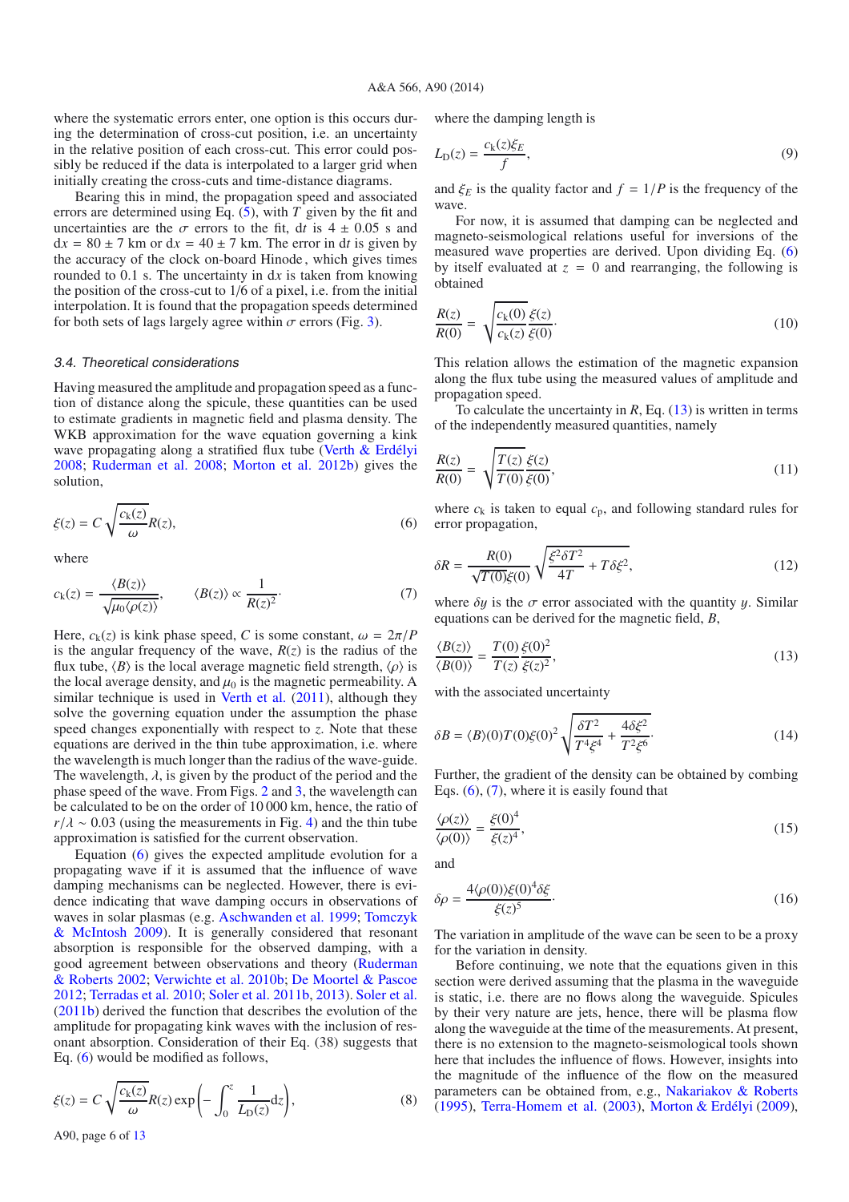where the systematic errors enter, one option is this occurs during the determination of cross-cut position, i.e. an uncertainty in the relative position of each cross-cut. This error could possibly be reduced if the data is interpolated to a larger grid when initially creating the cross-cuts and time-distance diagrams.

Bearing this in mind, the propagation speed and associated errors are determined using Eq. (5), with $T$ given by the fit and uncertainties are the $\sigma$ errors to the fit, d$t$ is $4 \pm 0.05$ s and d$x$ = $80 \pm 7$ km or d$x$ = $40 \pm 7$ km. The error in d$t$ is given by the accuracy of the clock on-board Hinode , which gives times rounded to 0.1 s. The uncertainty in d$x$ is taken from knowing the position of the cross-cut to 1/6 of a pixel, i.e. from the initial interpolation. It is found that the propagation speeds determined for both sets of lags largely agree within $\sigma$ errors (Fig. 3).

### 3.4. Theoretical considerations

Having measured the amplitude and propagation speed as a function of distance along the spicule, these quantities can be used to estimate gradients in magnetic field and plasma density. The WKB approximation for the wave equation governing a kink wave propagating along a stratified flux tube (Verth & Erdélyi 2008; Ruderman et al. 2008; Morton et al. 2012b) gives the solution,

$$\xi(z) = C\sqrt{\frac{c_{\rm k}(z)}{\omega}}R(z), \tag{6}$$

where

$$c_{\rm k}(z) = \frac{\langle B(z)\rangle}{\sqrt{\mu_0\langle\rho(z)\rangle}}, \qquad \langle B(z)\rangle \propto \frac{1}{R(z)^2}. \tag{7}$$

Here, $c_{\rm k}(z)$ is kink phase speed, $C$ is some constant, $\omega = 2\pi/P$ is the angular frequency of the wave, $R(z)$ is the radius of the flux tube, $\langle B\rangle$ is the local average magnetic field strength, $\langle\rho\rangle$ is the local average density, and $\mu_0$ is the magnetic permeability. A similar technique is used in Verth et al. (2011), although they solve the governing equation under the assumption the phase speed changes exponentially with respect to $z$. Note that these equations are derived in the thin tube approximation, i.e. where the wavelength is much longer than the radius of the wave-guide. The wavelength, $\lambda$, is given by the product of the period and the phase speed of the wave. From Figs. 2 and 3, the wavelength can be calculated to be on the order of 10 000 km, hence, the ratio of $r/\lambda \sim 0.03$ (using the measurements in Fig. 4) and the thin tube approximation is satisfied for the current observation.

Equation (6) gives the expected amplitude evolution for a propagating wave if it is assumed that the influence of wave damping mechanisms can be neglected. However, there is evidence indicating that wave damping occurs in observations of waves in solar plasmas (e.g. Aschwanden et al. 1999; Tomczyk & McIntosh 2009). It is generally considered that resonant absorption is responsible for the observed damping, with a good agreement between observations and theory (Ruderman & Roberts 2002; Verwichte et al. 2010b; De Moortel & Pascoe 2012; Terradas et al. 2010; Soler et al. 2011b, 2013). Soler et al. (2011b) derived the function that describes the evolution of the amplitude for propagating kink waves with the inclusion of resonant absorption. Consideration of their Eq. (38) suggests that Eq. (6) would be modified as follows,

$$\xi(z) = C\sqrt{\frac{c_{\rm k}(z)}{\omega}}R(z)\exp\left(-\int_0^z \frac{1}{L_{\rm D}(z)}{\rm d}z\right), \tag{8}$$

where the damping length is

$$L_{\rm D}(z) = \frac{c_{\rm k}(z)\xi_E}{f}, \tag{9}$$

and $\xi_E$ is the quality factor and $f = 1/P$ is the frequency of the wave.

For now, it is assumed that damping can be neglected and magneto-seismological relations useful for inversions of the measured wave properties are derived. Upon dividing Eq. (6) by itself evaluated at $z = 0$ and rearranging, the following is obtained

$$\frac{R(z)}{R(0)} = \sqrt{\frac{c_{\rm k}(0)}{c_{\rm k}(z)}}\frac{\xi(z)}{\xi(0)}. \tag{10}$$

This relation allows the estimation of the magnetic expansion along the flux tube using the measured values of amplitude and propagation speed.

To calculate the uncertainty in $R$, Eq. (13) is written in terms of the independently measured quantities, namely

$$\frac{R(z)}{R(0)} = \sqrt{\frac{T(z)}{T(0)}}\frac{\xi(z)}{\xi(0)}, \tag{11}$$

where $c_{\rm k}$ is taken to equal $c_{\rm p}$, and following standard rules for error propagation,

$$\delta R = \frac{R(0)}{\sqrt{T(0)}\xi(0)}\sqrt{\frac{\xi^2\delta T^2}{4T} + T\delta\xi^2}, \tag{12}$$

where $\delta y$ is the $\sigma$ error associated with the quantity $y$. Similar equations can be derived for the magnetic field, $B$,

$$\frac{\langle B(z)\rangle}{\langle B(0)\rangle} = \frac{T(0)}{T(z)}\frac{\xi(0)^2}{\xi(z)^2}, \tag{13}$$

with the associated uncertainty

$$\delta B = \langle B\rangle(0)T(0)\xi(0)^2\sqrt{\frac{\delta T^2}{T^4\xi^4} + \frac{4\delta\xi^2}{T^2\xi^6}}. \tag{14}$$

Further, the gradient of the density can be obtained by combing Eqs. (6), (7), where it is easily found that

$$\frac{\langle\rho(z)\rangle}{\langle\rho(0)\rangle} = \frac{\xi(0)^4}{\xi(z)^4}, \tag{15}$$

and

$$\delta\rho = \frac{4\langle\rho(0)\rangle\xi(0)^4\delta\xi}{\xi(z)^5}. \tag{16}$$

The variation in amplitude of the wave can be seen to be a proxy for the variation in density.

Before continuing, we note that the equations given in this section were derived assuming that the plasma in the waveguide is static, i.e. there are no flows along the waveguide. Spicules by their very nature are jets, hence, there will be plasma flow along the waveguide at the time of the measurements. At present, there is no extension to the magneto-seismological tools shown here that includes the influence of flows. However, insights into the magnitude of the influence of the flow on the measured parameters can be obtained from, e.g., Nakariakov & Roberts (1995), Terra-Homem et al. (2003), Morton & Erdélyi (2009),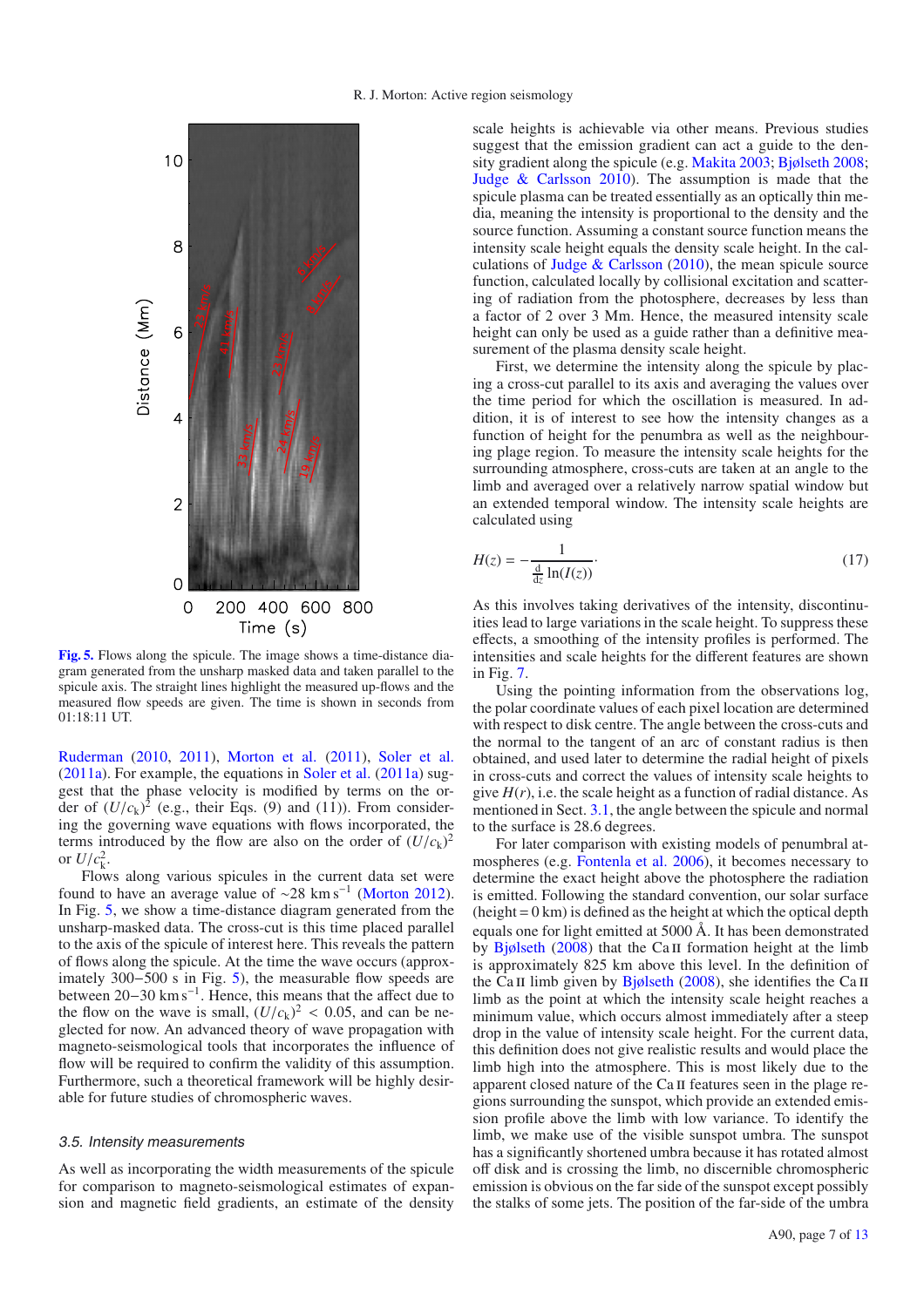**Fig. 5.** Flows along the spicule. The image shows a time-distance diagram generated from the unsharp masked data and taken parallel to the spicule axis. The straight lines highlight the measured up-flows and the measured flow speeds are given. The time is shown in seconds from 01:18:11 UT.

Ruderman (2010, 2011), Morton et al. (2011), Soler et al. (2011a). For example, the equations in Soler et al. (2011a) suggest that the phase velocity is modified by terms on the order of $(U/c_k)^2$ (e.g., their Eqs. (9) and (11)). From considering the governing wave equations with flows incorporated, the terms introduced by the flow are also on the order of $(U/c_k)^2$ or $U/c_k^2$.

Flows along various spicules in the current data set were found to have an average value of $\sim$28 km s$^{-1}$ (Morton 2012). In Fig. 5, we show a time-distance diagram generated from the unsharp-masked data. The cross-cut is this time placed parallel to the axis of the spicule of interest here. This reveals the pattern of flows along the spicule. At the time the wave occurs (approximately 300–500 s in Fig. 5), the measurable flow speeds are between 20–30 km s$^{-1}$. Hence, this means that the affect due to the flow on the wave is small, $(U/c_k)^2 < 0.05$, and can be neglected for now. An advanced theory of wave propagation with magneto-seismological tools that incorporates the influence of flow will be required to confirm the validity of this assumption. Furthermore, such a theoretical framework will be highly desirable for future studies of chromospheric waves.

### 3.5. Intensity measurements

As well as incorporating the width measurements of the spicule for comparison to magneto-seismological estimates of expansion and magnetic field gradients, an estimate of the density scale heights is achievable via other means. Previous studies suggest that the emission gradient can act a guide to the density gradient along the spicule (e.g. Makita 2003; Bjølseth 2008; Judge & Carlsson 2010). The assumption is made that the spicule plasma can be treated essentially as an optically thin media, meaning the intensity is proportional to the density and the source function. Assuming a constant source function means the intensity scale height equals the density scale height. In the calculations of Judge & Carlsson (2010), the mean spicule source function, calculated locally by collisional excitation and scattering of radiation from the photosphere, decreases by less than a factor of 2 over 3 Mm. Hence, the measured intensity scale height can only be used as a guide rather than a definitive measurement of the plasma density scale height.

First, we determine the intensity along the spicule by placing a cross-cut parallel to its axis and averaging the values over the time period for which the oscillation is measured. In addition, it is of interest to see how the intensity changes as a function of height for the penumbra as well as the neighbouring plage region. To measure the intensity scale heights for the surrounding atmosphere, cross-cuts are taken at an angle to the limb and averaged over a relatively narrow spatial window but an extended temporal window. The intensity scale heights are calculated using

$$H(z) = -\frac{1}{\frac{\mathrm{d}}{\mathrm{d}z}\ln(I(z))}. \tag{17}$$

As this involves taking derivatives of the intensity, discontinuities lead to large variations in the scale height. To suppress these effects, a smoothing of the intensity profiles is performed. The intensities and scale heights for the different features are shown in Fig. 7.

Using the pointing information from the observations log, the polar coordinate values of each pixel location are determined with respect to disk centre. The angle between the cross-cuts and the normal to the tangent of an arc of constant radius is then obtained, and used later to determine the radial height of pixels in cross-cuts and correct the values of intensity scale heights to give $H(r)$, i.e. the scale height as a function of radial distance. As mentioned in Sect. 3.1, the angle between the spicule and normal to the surface is 28.6 degrees.

For later comparison with existing models of penumbral atmospheres (e.g. Fontenla et al. 2006), it becomes necessary to determine the exact height above the photosphere the radiation is emitted. Following the standard convention, our solar surface (height = 0 km) is defined as the height at which the optical depth equals one for light emitted at 5000 Å. It has been demonstrated by Bjølseth (2008) that the Ca II formation height at the limb is approximately 825 km above this level. In the definition of the Ca II limb given by Bjølseth (2008), she identifies the Ca II limb as the point at which the intensity scale height reaches a minimum value, which occurs almost immediately after a steep drop in the value of intensity scale height. For the current data, this definition does not give realistic results and would place the limb high into the atmosphere. This is most likely due to the apparent closed nature of the Ca II features seen in the plage regions surrounding the sunspot, which provide an extended emission profile above the limb with low variance. To identify the limb, we make use of the visible sunspot umbra. The sunspot has a significantly shortened umbra because it has rotated almost off disk and is crossing the limb, no discernible chromospheric emission is obvious on the far side of the sunspot except possibly the stalks of some jets. The position of the far-side of the umbra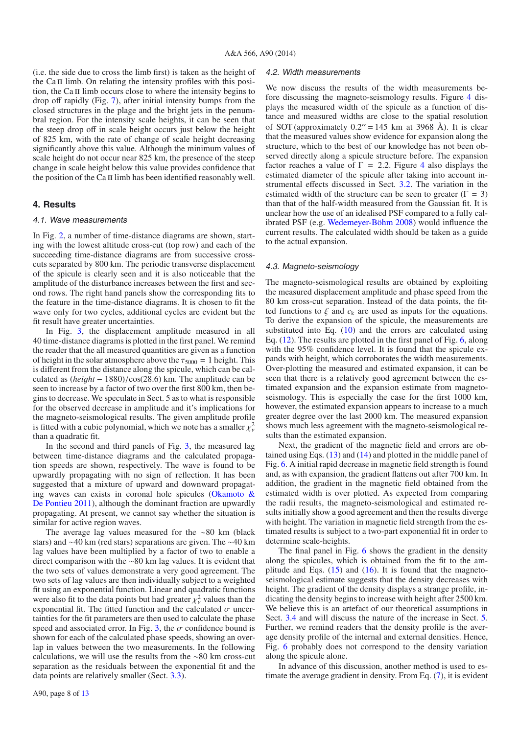(i.e. the side due to cross the limb first) is taken as the height of the Ca II limb. On relating the intensity profiles with this position, the Ca II limb occurs close to where the intensity begins to drop off rapidly (Fig. 7), after initial intensity bumps from the closed structures in the plage and the bright jets in the penumbral region. For the intensity scale heights, it can be seen that the steep drop off in scale height occurs just below the height of 825 km, with the rate of change of scale height decreasing significantly above this value. Although the minimum values of scale height do not occur near 825 km, the presence of the steep change in scale height below this value provides confidence that the position of the Ca II limb has been identified reasonably well.

## 4. Results

### 4.1. Wave measurements

In Fig. 2, a number of time-distance diagrams are shown, starting with the lowest altitude cross-cut (top row) and each of the succeeding time-distance diagrams are from successive cross-cuts separated by 800 km. The periodic transverse displacement of the spicule is clearly seen and it is also noticeable that the amplitude of the disturbance increases between the first and second rows. The right hand panels show the corresponding fits to the feature in the time-distance diagrams. It is chosen to fit the wave only for two cycles, additional cycles are evident but the fit result have greater uncertainties.

In Fig. 3, the displacement amplitude measured in all 40 time-distance diagrams is plotted in the first panel. We remind the reader that the all measured quantities are given as a function of height in the solar atmosphere above the $\tau_{5000} = 1$ height. This is different from the distance along the spicule, which can be calculated as (*height* − 1880)/cos(28.6) km. The amplitude can be seen to increase by a factor of two over the first 800 km, then begins to decrease. We speculate in Sect. 5 as to what is responsible for the observed decrease in amplitude and it's implications for the magneto-seismological results. The given amplitude profile is fitted with a cubic polynomial, which we note has a smaller $\chi^2_\nu$ than a quadratic fit.

In the second and third panels of Fig. 3, the measured lag between time-distance diagrams and the calculated propagation speeds are shown, respectively. The wave is found to be upwardly propagating with no sign of reflection. It has been suggested that a mixture of upward and downward propagating waves can exists in coronal hole spicules (Okamoto & De Pontieu 2011), although the dominant fraction are upwardly propagating. At present, we cannot say whether the situation is similar for active region waves.

The average lag values measured for the ~80 km (black stars) and ~40 km (red stars) separations are given. The ~40 km lag values have been multiplied by a factor of two to enable a direct comparison with the ~80 km lag values. It is evident that the two sets of values demonstrate a very good agreement. The two sets of lag values are then individually subject to a weighted fit using an exponential function. Linear and quadratic functions were also fit to the data points but had greater $\chi^2_\nu$ values than the exponential fit. The fitted function and the calculated $\sigma$ uncertainties for the fit parameters are then used to calculate the phase speed and associated error. In Fig. 3, the $\sigma$ confidence bound is shown for each of the calculated phase speeds, showing an overlap in values between the two measurements. In the following calculations, we will use the results from the ~80 km cross-cut separation as the residuals between the exponential fit and the data points are relatively smaller (Sect. 3.3).

### 4.2. Width measurements

We now discuss the results of the width measurements before discussing the magneto-seismology results. Figure 4 displays the measured width of the spicule as a function of distance and measured widths are close to the spatial resolution of SOT (approximately $0.2'' = 145$ km at 3968 Å). It is clear that the measured values show evidence for expansion along the structure, which to the best of our knowledge has not been observed directly along a spicule structure before. The expansion factor reaches a value of $\Gamma = 2.2$. Figure 4 also displays the estimated diameter of the spicule after taking into account instrumental effects discussed in Sect. 3.2. The variation in the estimated width of the structure can be seen to greater ($\Gamma = 3$) than that of the half-width measured from the Gaussian fit. It is unclear how the use of an idealised PSF compared to a fully calibrated PSF (e.g. Wedemeyer-Böhm 2008) would influence the current results. The calculated width should be taken as a guide to the actual expansion.

### 4.3. Magneto-seismology

The magneto-seismological results are obtained by exploiting the measured displacement amplitude and phase speed from the 80 km cross-cut separation. Instead of the data points, the fitted functions to $\xi$ and $c_k$ are used as inputs for the equations. To derive the expansion of the spicule, the measurements are substituted into Eq. (10) and the errors are calculated using Eq. (12). The results are plotted in the first panel of Fig. 6, along with the 95% confidence level. It is found that the spicule expands with height, which corroborates the width measurements. Over-plotting the measured and estimated expansion, it can be seen that there is a relatively good agreement between the estimated expansion and the expansion estimate from magneto-seismology. This is especially the case for the first 1000 km, however, the estimated expansion appears to increase to a much greater degree over the last 2000 km. The measured expansion shows much less agreement with the magneto-seismological results than the estimated expansion.

Next, the gradient of the magnetic field and errors are obtained using Eqs. (13) and (14) and plotted in the middle panel of Fig. 6. A initial rapid decrease in magnetic field strength is found and, as with expansion, the gradient flattens out after 700 km. In addition, the gradient in the magnetic field obtained from the estimated width is over plotted. As expected from comparing the radii results, the magneto-seismological and estimated results initially show a good agreement and then the results diverge with height. The variation in magnetic field strength from the estimated results is subject to a two-part exponential fit in order to determine scale-heights.

The final panel in Fig. 6 shows the gradient in the density along the spicules, which is obtained from the fit to the amplitude and Eqs. (15) and (16). It is found that the magneto-seismological estimate suggests that the density decreases with height. The gradient of the density displays a strange profile, indicating the density begins to increase with height after 2500 km. We believe this is an artefact of our theoretical assumptions in Sect. 3.4 and will discuss the nature of the increase in Sect. 5. Further, we remind readers that the density profile is the average density profile of the internal and external densities. Hence, Fig. 6 probably does not correspond to the density variation along the spicule alone.

In advance of this discussion, another method is used to estimate the average gradient in density. From Eq. (7), it is evident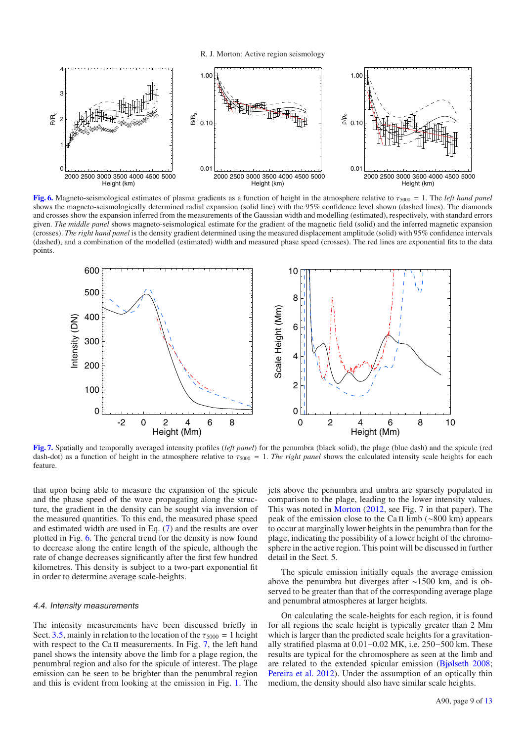**Fig. 6.** Magneto-seismological estimates of plasma gradients as a function of height in the atmosphere relative to $\tau_{5000} = 1$. The *left hand panel* shows the magneto-seismologically determined radial expansion (solid line) with the 95% confidence level shown (dashed lines). The diamonds and crosses show the expansion inferred from the measurements of the Gaussian width and modelling (estimated), respectively, with standard errors given. *The middle panel* shows magneto-seismological estimate for the gradient of the magnetic field (solid) and the inferred magnetic expansion (crosses). *The right hand panel* is the density gradient determined using the measured displacement amplitude (solid) with 95% confidence intervals (dashed), and a combination of the modelled (estimated) width and measured phase speed (crosses). The red lines are exponential fits to the data points.

**Fig. 7.** Spatially and temporally averaged intensity profiles (*left panel*) for the penumbra (black solid), the plage (blue dash) and the spicule (red dash-dot) as a function of height in the atmosphere relative to $\tau_{5000} = 1$. *The right panel* shows the calculated intensity scale heights for each feature.

that upon being able to measure the expansion of the spicule and the phase speed of the wave propagating along the structure, the gradient in the density can be sought via inversion of the measured quantities. To this end, the measured phase speed and estimated width are used in Eq. (7) and the results are over plotted in Fig. 6. The general trend for the density is now found to decrease along the entire length of the spicule, although the rate of change decreases significantly after the first few hundred kilometres. This density is subject to a two-part exponential fit in order to determine average scale-heights.

### 4.4. Intensity measurements

The intensity measurements have been discussed briefly in Sect. 3.5, mainly in relation to the location of the $\tau_{5000} = 1$ height with respect to the Ca II measurements. In Fig. 7, the left hand panel shows the intensity above the limb for a plage region, the penumbral region and also for the spicule of interest. The plage emission can be seen to be brighter than the penumbral region and this is evident from looking at the emission in Fig. 1. The jets above the penumbra and umbra are sparsely populated in comparison to the plage, leading to the lower intensity values. This was noted in Morton (2012, see Fig. 7 in that paper). The peak of the emission close to the Ca II limb (~800 km) appears to occur at marginally lower heights in the penumbra than for the plage, indicating the possibility of a lower height of the chromosphere in the active region. This point will be discussed in further detail in the Sect. 5.

The spicule emission initially equals the average emission above the penumbra but diverges after ~1500 km, and is observed to be greater than that of the corresponding average plage and penumbral atmospheres at larger heights.

On calculating the scale-heights for each region, it is found for all regions the scale height is typically greater than 2 Mm which is larger than the predicted scale heights for a gravitationally stratified plasma at 0.01−0.02 MK, i.e. 250−500 km. These results are typical for the chromosphere as seen at the limb and are related to the extended spicular emission (Bjølseth 2008; Pereira et al. 2012). Under the assumption of an optically thin medium, the density should also have similar scale heights.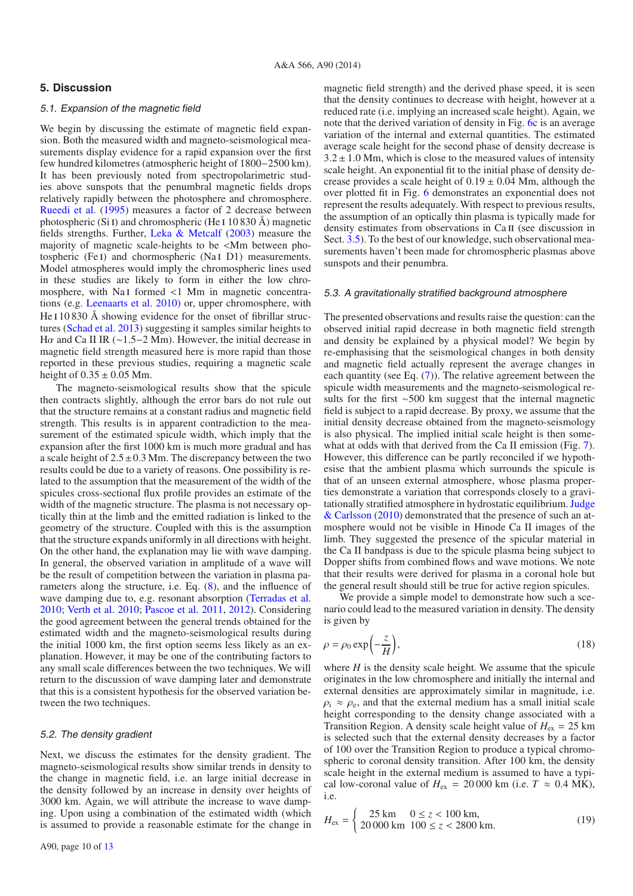## 5. Discussion

### 5.1. Expansion of the magnetic field

We begin by discussing the estimate of magnetic field expansion. Both the measured width and magneto-seismological measurements display evidence for a rapid expansion over the first few hundred kilometres (atmospheric height of 1800−2500 km). It has been previously noted from spectropolarimetric studies above sunspots that the penumbral magnetic fields drops relatively rapidly between the photosphere and chromosphere. Rueedi et al. (1995) measures a factor of 2 decrease between photospheric (Si I) and chromospheric (He I 10 830 Å) magnetic fields strengths. Further, Leka & Metcalf (2003) measure the majority of magnetic scale-heights to be <Mm between photospheric (Fe I) and chromospheric (Na I D1) measurements. Model atmospheres would imply the chromospheric lines used in these studies are likely to form in either the low chromosphere, with Na I formed <1 Mm in magnetic concentrations (e.g. Leenaarts et al. 2010) or, upper chromosphere, with He I 10 830 Å showing evidence for the onset of fibrillar structures (Schad et al. 2013) suggesting it samples similar heights to Hα and Ca II IR (∼1.5−2 Mm). However, the initial decrease in magnetic field strength measured here is more rapid than those reported in these previous studies, requiring a magnetic scale height of $0.35 \pm 0.05$ Mm.

The magneto-seismological results show that the spicule then contracts slightly, although the error bars do not rule out that the structure remains at a constant radius and magnetic field strength. This results is in apparent contradiction to the measurement of the estimated spicule width, which imply that the expansion after the first 1000 km is much more gradual and has a scale height of $2.5 \pm 0.3$ Mm. The discrepancy between the two results could be due to a variety of reasons. One possibility is related to the assumption that the measurement of the width of the spicules cross-sectional flux profile provides an estimate of the width of the magnetic structure. The plasma is not necessary optically thin at the limb and the emitted radiation is linked to the geometry of the structure. Coupled with this is the assumption that the structure expands uniformly in all directions with height. On the other hand, the explanation may lie with wave damping. In general, the observed variation in amplitude of a wave will be the result of competition between the variation in plasma parameters along the structure, i.e. Eq. (8), and the influence of wave damping due to, e.g. resonant absorption (Terradas et al. 2010; Verth et al. 2010; Pascoe et al. 2011, 2012). Considering the good agreement between the general trends obtained for the estimated width and the magneto-seismological results during the initial 1000 km, the first option seems less likely as an explanation. However, it may be one of the contributing factors to any small scale differences between the two techniques. We will return to the discussion of wave damping later and demonstrate that this is a consistent hypothesis for the observed variation between the two techniques.

### 5.2. The density gradient

Next, we discuss the estimates for the density gradient. The magneto-seismological results show similar trends in density to the change in magnetic field, i.e. an large initial decrease in the density followed by an increase in density over heights of 3000 km. Again, we will attribute the increase to wave damping. Upon using a combination of the estimated width (which is assumed to provide a reasonable estimate for the change in magnetic field strength) and the derived phase speed, it is seen that the density continues to decrease with height, however at a reduced rate (i.e. implying an increased scale height). Again, we note that the derived variation of density in Fig. 6c is an average variation of the internal and external quantities. The estimated average scale height for the second phase of density decrease is $3.2 \pm 1.0$ Mm, which is close to the measured values of intensity scale height. An exponential fit to the initial phase of density decrease provides a scale height of $0.19 \pm 0.04$ Mm, although the over plotted fit in Fig. 6 demonstrates an exponential does not represent the results adequately. With respect to previous results, the assumption of an optically thin plasma is typically made for density estimates from observations in Ca II (see discussion in Sect. 3.5). To the best of our knowledge, such observational measurements haven't been made for chromospheric plasmas above sunspots and their penumbra.

### 5.3. A gravitationally stratified background atmosphere

The presented observations and results raise the question: can the observed initial rapid decrease in both magnetic field strength and density be explained by a physical model? We begin by re-emphasising that the seismological changes in both density and magnetic field actually represent the average changes in each quantity (see Eq. (7)). The relative agreement between the spicule width measurements and the magneto-seismological results for the first ∼500 km suggest that the internal magnetic field is subject to a rapid decrease. By proxy, we assume that the initial density decrease obtained from the magneto-seismology is also physical. The implied initial scale height is then somewhat at odds with that derived from the Ca II emission (Fig. 7). However, this difference can be partly reconciled if we hypothesise that the ambient plasma which surrounds the spicule is that of an unseen external atmosphere, whose plasma properties demonstrate a variation that corresponds closely to a gravitationally stratified atmosphere in hydrostatic equilibrium. Judge & Carlsson (2010) demonstrated that the presence of such an atmosphere would not be visible in Hinode Ca II images of the limb. They suggested the presence of the spicular material in the Ca II bandpass is due to the spicule plasma being subject to Dopper shifts from combined flows and wave motions. We note that their results were derived for plasma in a coronal hole but the general result should still be true for active region spicules.

We provide a simple model to demonstrate how such a scenario could lead to the measured variation in density. The density is given by

$$\rho = \rho_0 \exp\left(-\frac{z}{H}\right), \tag{18}$$

where $H$ is the density scale height. We assume that the spicule originates in the low chromosphere and initially the internal and external densities are approximately similar in magnitude, i.e. $\rho_i \approx \rho_e$, and that the external medium has a small initial scale height corresponding to the density change associated with a Transition Region. A density scale height value of $H_{ex} = 25$ km is selected such that the external density decreases by a factor of 100 over the Transition Region to produce a typical chromospheric to coronal density transition. After 100 km, the density scale height in the external medium is assumed to have a typical low-coronal value of $H_{ex} = 20\,000$ km (i.e. $T \approx 0.4$ MK), i.e.

$$H_{ex} = \begin{cases} 25 \text{ km} & 0 \le z < 100 \text{ km}, \\ 20\,000 \text{ km} & 100 \le z < 2800 \text{ km}. \end{cases} \tag{19}$$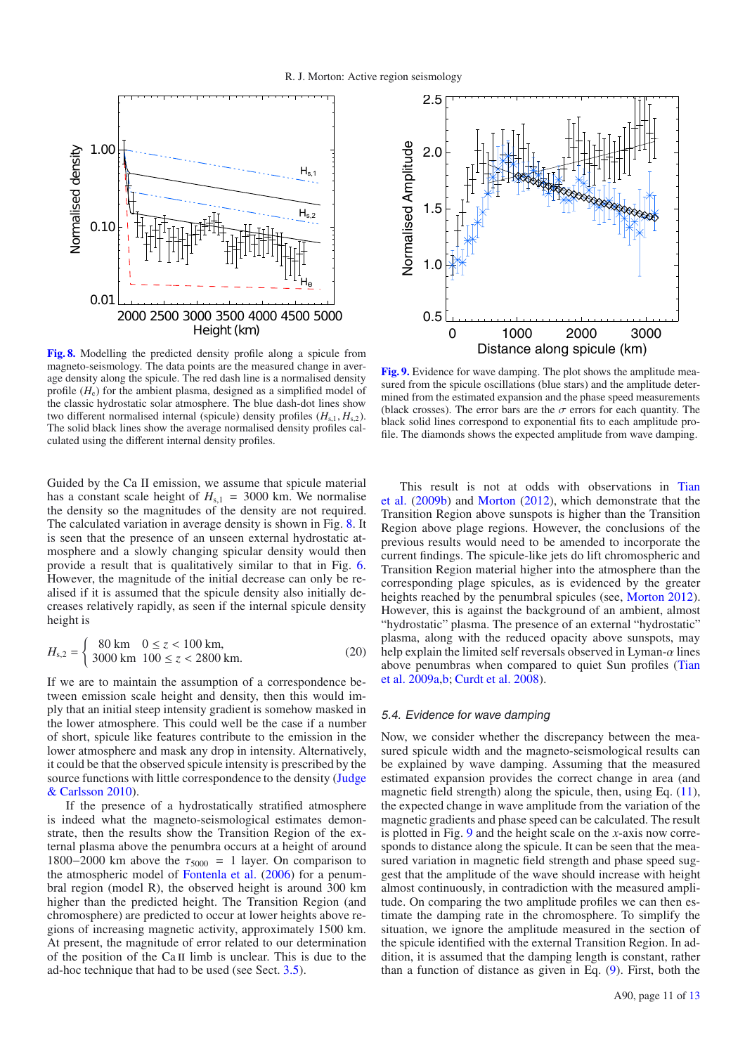**Fig. 8.** Modelling the predicted density profile along a spicule from magneto-seismology. The data points are the measured change in average density along the spicule. The red dash line is a normalised density profile ($H_e$) for the ambient plasma, designed as a simplified model of the classic hydrostatic solar atmosphere. The blue dash-dot lines show two different normalised internal (spicule) density profiles ($H_{s,1}$, $H_{s,2}$). The solid black lines show the average normalised density profiles calculated using the different internal density profiles.

**Fig. 9.** Evidence for wave damping. The plot shows the amplitude measured from the spicule oscillations (blue stars) and the amplitude determined from the estimated expansion and the phase speed measurements (black crosses). The error bars are the $\sigma$ errors for each quantity. The black solid lines correspond to exponential fits to each amplitude profile. The diamonds shows the expected amplitude from wave damping.

Guided by the Ca II emission, we assume that spicule material has a constant scale height of $H_{s,1} = 3000$ km. We normalise the density so the magnitudes of the density are not required. The calculated variation in average density is shown in Fig. 8. It is seen that the presence of an unseen external hydrostatic atmosphere and a slowly changing spicular density would then provide a result that is qualitatively similar to that in Fig. 6. However, the magnitude of the initial decrease can only be realised if it is assumed that the spicule density also initially decreases relatively rapidly, as seen if the internal spicule density height is

$$H_{s,2} = \begin{cases} 80\ \text{km} & 0 \leq z < 100\ \text{km}, \\ 3000\ \text{km} & 100 \leq z < 2800\ \text{km}. \end{cases} \tag{20}$$

If we are to maintain the assumption of a correspondence between emission scale height and density, then this would imply that an initial steep intensity gradient is somehow masked in the lower atmosphere. This could well be the case if a number of short, spicule like features contribute to the emission in the lower atmosphere and mask any drop in intensity. Alternatively, it could be that the observed spicule intensity is prescribed by the source functions with little correspondence to the density (Judge & Carlsson 2010).

If the presence of a hydrostatically stratified atmosphere is indeed what the magneto-seismological estimates demonstrate, then the results show the Transition Region of the external plasma above the penumbra occurs at a height of around 1800–2000 km above the $\tau_{5000} = 1$ layer. On comparison to the atmospheric model of Fontenla et al. (2006) for a penumbral region (model R), the observed height is around 300 km higher than the predicted height. The Transition Region (and chromosphere) are predicted to occur at lower heights above regions of increasing magnetic activity, approximately 1500 km. At present, the magnitude of error related to our determination of the position of the Ca II limb is unclear. This is due to the ad-hoc technique that had to be used (see Sect. 3.5).

This result is not at odds with observations in Tian et al. (2009b) and Morton (2012), which demonstrate that the Transition Region above sunspots is higher than the Transition Region above plage regions. However, the conclusions of the previous results would need to be amended to incorporate the current findings. The spicule-like jets do lift chromospheric and Transition Region material higher into the atmosphere than the corresponding plage spicules, as is evidenced by the greater heights reached by the penumbral spicules (see, Morton 2012). However, this is against the background of an ambient, almost "hydrostatic" plasma. The presence of an external "hydrostatic" plasma, along with the reduced opacity above sunspots, may help explain the limited self reversals observed in Lyman-$\alpha$ lines above penumbras when compared to quiet Sun profiles (Tian et al. 2009a,b; Curdt et al. 2008).

### 5.4. Evidence for wave damping

Now, we consider whether the discrepancy between the measured spicule width and the magneto-seismological results can be explained by wave damping. Assuming that the measured estimated expansion provides the correct change in area (and magnetic field strength) along the spicule, then, using Eq. (11), the expected change in wave amplitude from the variation of the magnetic gradients and phase speed can be calculated. The result is plotted in Fig. 9 and the height scale on the $x$-axis now corresponds to distance along the spicule. It can be seen that the measured variation in magnetic field strength and phase speed suggest that the amplitude of the wave should increase with height almost continuously, in contradiction with the measured amplitude. On comparing the two amplitude profiles we can then estimate the damping rate in the chromosphere. To simplify the situation, we ignore the amplitude measured in the section of the spicule identified with the external Transition Region. In addition, it is assumed that the damping length is constant, rather than a function of distance as given in Eq. (9). First, both the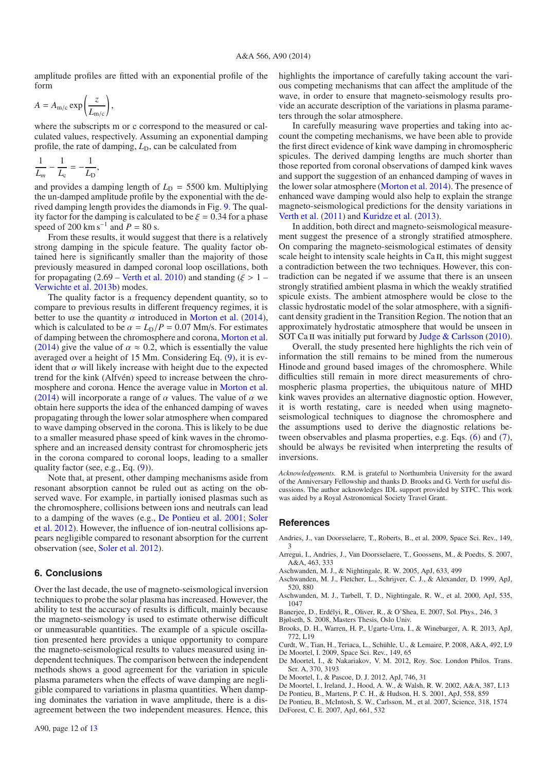amplitude profiles are fitted with an exponential profile of the form

$$A = A_{\rm m/c} \exp\left(\frac{z}{L_{\rm m/c}}\right),$$

where the subscripts m or c correspond to the measured or calculated values, respectively. Assuming an exponential damping profile, the rate of damping, $L_{\rm D}$, can be calculated from

$$\frac{1}{L_m} - \frac{1}{L_c} = -\frac{1}{L_{\rm D}},$$

and provides a damping length of $L_{\rm D} = 5500$ km. Multiplying the un-damped amplitude profile by the exponential with the derived damping length provides the diamonds in Fig. 9. The quality factor for the damping is calculated to be $\xi = 0.34$ for a phase speed of 200 km s$^{-1}$ and $P = 80$ s.

From these results, it would suggest that there is a relatively strong damping in the spicule feature. The quality factor obtained here is significantly smaller than the majority of those previously measured in damped coronal loop oscillations, both for propagating (2.69 – Verth et al. 2010) and standing ($\xi > 1$ – Verwichte et al. 2013b) modes.

The quality factor is a frequency dependent quantity, so to compare to previous results in different frequency regimes, it is better to use the quantity $\alpha$ introduced in Morton et al. (2014), which is calculated to be $\alpha = L_{\rm D}/P = 0.07$ Mm/s. For estimates of damping between the chromosphere and corona, Morton et al. (2014) give the value of $\alpha \approx 0.2$, which is essentially the value averaged over a height of 15 Mm. Considering Eq. (9), it is evident that $\alpha$ will likely increase with height due to the expected trend for the kink (Alfvén) speed to increase between the chromosphere and corona. Hence the average value in Morton et al. (2014) will incorporate a range of $\alpha$ values. The value of $\alpha$ we obtain here supports the idea of the enhanced damping of waves propagating through the lower solar atmosphere when compared to wave damping observed in the corona. This is likely to be due to a smaller measured phase speed of kink waves in the chromosphere and an increased density contrast for chromospheric jets in the corona compared to coronal loops, leading to a smaller quality factor (see, e.g., Eq. (9)).

Note that, at present, other damping mechanisms aside from resonant absorption cannot be ruled out as acting on the observed wave. For example, in partially ionised plasmas such as the chromosphere, collisions between ions and neutrals can lead to a damping of the waves (e.g., De Pontieu et al. 2001; Soler et al. 2012). However, the influence of ion-neutral collisions appears negligible compared to resonant absorption for the current observation (see, Soler et al. 2012).

## 6. Conclusions

Over the last decade, the use of magneto-seismological inversion techniques to probe the solar plasma has increased. However, the ability to test the accuracy of results is difficult, mainly because the magneto-seismology is used to estimate otherwise difficult or unmeasurable quantities. The example of a spicule oscillation presented here provides a unique opportunity to compare the magneto-seismological results to values measured using independent techniques. The comparison between the independent methods shows a good agreement for the variation in spicule plasma parameters when the effects of wave damping are negligible compared to variations in plasma quantities. When damping dominates the variation in wave amplitude, there is a disagreement between the two independent measures. Hence, this highlights the importance of carefully taking account the various competing mechanisms that can affect the amplitude of the wave, in order to ensure that magneto-seismology results provide an accurate description of the variations in plasma parameters through the solar atmosphere.

In carefully measuring wave properties and taking into account the competing mechanisms, we have been able to provide the first direct evidence of kink wave damping in chromospheric spicules. The derived damping lengths are much shorter than those reported from coronal observations of damped kink waves and support the suggestion of an enhanced damping of waves in the lower solar atmosphere (Morton et al. 2014). The presence of enhanced wave damping would also help to explain the strange magneto-seismological predictions for the density variations in Verth et al. (2011) and Kuridze et al. (2013).

In addition, both direct and magneto-seismological measurement suggest the presence of a strongly stratified atmosphere. On comparing the magneto-seismological estimates of density scale height to intensity scale heights in Ca II, this might suggest a contradiction between the two techniques. However, this contradiction can be negated if we assume that there is an unseen strongly stratified ambient plasma in which the weakly stratified spicule exists. The ambient atmosphere would be close to the classic hydrostatic model of the solar atmosphere, with a significant density gradient in the Transition Region. The notion that an approximately hydrostatic atmosphere that would be unseen in SOT Ca II was initially put forward by Judge & Carlsson (2010).

Overall, the study presented here highlights the rich vein of information the still remains to be mined from the numerous Hinode and ground based images of the chromosphere. While difficulties still remain in more direct measurements of chromospheric plasma properties, the ubiquitous nature of MHD kink waves provides an alternative diagnostic option. However, it is worth restating, care is needed when using magneto-seismological techniques to diagnose the chromosphere and the assumptions used to derive the diagnostic relations between observables and plasma properties, e.g. Eqs. (6) and (7), should be always be revisited when interpreting the results of inversions.

*Acknowledgements.* R.M. is grateful to Northumbria University for the award of the Anniversary Fellowship and thanks D. Brooks and G. Verth for useful discussions. The author acknowledges IDL support provided by STFC. This work was aided by a Royal Astronomical Society Travel Grant.

## References

Andries, J., van Doorsselaere, T., Roberts, B., et al. 2009, Space Sci. Rev., 149, 3
Arregui, I., Andries, J., Van Doorsselaere, T., Goossens, M., & Poedts, S. 2007, A&A, 463, 333
Aschwanden, M. J., & Nightingale, R. W. 2005, ApJ, 633, 499
Aschwanden, M. J., Fletcher, L., Schrijver, C. J., & Alexander, D. 1999, ApJ, 520, 880
Aschwanden, M. J., Tarbell, T. D., Nightingale, R. W., et al. 2000, ApJ, 535, 1047
Banerjee, D., Erdélyi, R., Oliver, R., & O'Shea, E. 2007, Sol. Phys., 246, 3
Bjølseth, S. 2008, Masters Thesis, Oslo Univ.
Brooks, D. H., Warren, H. P., Ugarte-Urra, I., & Winebarger, A. R. 2013, ApJ, 772, L19
Curdt, W., Tian, H., Teriaca, L., Schühle, U., & Lemaire, P. 2008, A&A, 492, L9
De Moortel, I. 2009, Space Sci. Rev., 149, 65
De Moortel, I., & Nakariakov, V. M. 2012, Roy. Soc. London Philos. Trans. Ser. A, 370, 3193
De Moortel, I., & Pascoe, D. J. 2012, ApJ, 746, 31
De Moortel, I., Ireland, J., Hood, A. W., & Walsh, R. W. 2002, A&A, 387, L13
De Pontieu, B., Martens, P. C. H., & Hudson, H. S. 2001, ApJ, 558, 859
De Pontieu, B., McIntosh, S. W., Carlsson, M., et al. 2007, Science, 318, 1574
DeForest, C. E. 2007, ApJ, 661, 532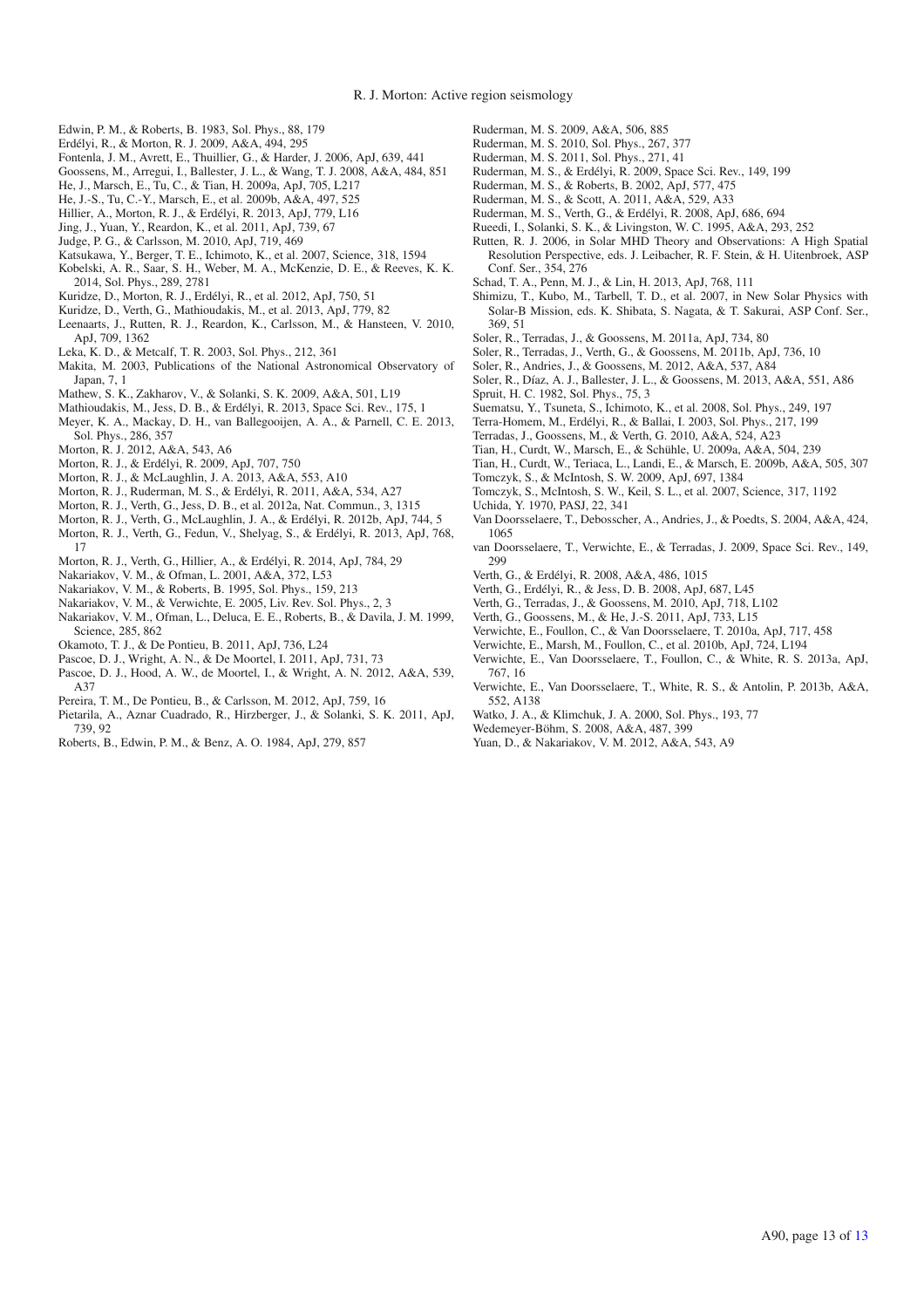Edwin, P. M., & Roberts, B. 1983, Sol. Phys., 88, 179

Erdélyi, R., & Morton, R. J. 2009, A&A, 494, 295

Fontenla, J. M., Avrett, E., Thuillier, G., & Harder, J. 2006, ApJ, 639, 441

Goossens, M., Arregui, I., Ballester, J. L., & Wang, T. J. 2008, A&A, 484, 851

He, J., Marsch, E., Tu, C., & Tian, H. 2009a, ApJ, 705, L217

He, J.-S., Tu, C.-Y., Marsch, E., et al. 2009b, A&A, 497, 525

Hillier, A., Morton, R. J., & Erdélyi, R. 2013, ApJ, 779, L16

Jing, J., Yuan, Y., Reardon, K., et al. 2011, ApJ, 739, 67

Judge, P. G., & Carlsson, M. 2010, ApJ, 719, 469

Katsukawa, Y., Berger, T. E., Ichimoto, K., et al. 2007, Science, 318, 1594

Kobelski, A. R., Saar, S. H., Weber, M. A., McKenzie, D. E., & Reeves, K. K. 2014, Sol. Phys., 289, 2781

Kuridze, D., Morton, R. J., Erdélyi, R., et al. 2012, ApJ, 750, 51

Kuridze, D., Verth, G., Mathioudakis, M., et al. 2013, ApJ, 779, 82

Leenaarts, J., Rutten, R. J., Reardon, K., Carlsson, M., & Hansteen, V. 2010, ApJ, 709, 1362

Leka, K. D., & Metcalf, T. R. 2003, Sol. Phys., 212, 361

Makita, M. 2003, Publications of the National Astronomical Observatory of Japan, 7, 1

Mathew, S. K., Zakharov, V., & Solanki, S. K. 2009, A&A, 501, L19

Mathioudakis, M., Jess, D. B., & Erdélyi, R. 2013, Space Sci. Rev., 175, 1

Meyer, K. A., Mackay, D. H., van Ballegooijen, A. A., & Parnell, C. E. 2013, Sol. Phys., 286, 357

Morton, R. J. 2012, A&A, 543, A6

Morton, R. J., & Erdélyi, R. 2009, ApJ, 707, 750

Morton, R. J., & McLaughlin, J. A. 2013, A&A, 553, A10

Morton, R. J., Ruderman, M. S., & Erdélyi, R. 2011, A&A, 534, A27

Morton, R. J., Verth, G., Jess, D. B., et al. 2012a, Nat. Commun., 3, 1315

Morton, R. J., Verth, G., McLaughlin, J. A., & Erdélyi, R. 2012b, ApJ, 744, 5

Morton, R. J., Verth, G., Fedun, V., Shelyag, S., & Erdélyi, R. 2013, ApJ, 768, 17

Morton, R. J., Verth, G., Hillier, A., & Erdélyi, R. 2014, ApJ, 784, 29

Nakariakov, V. M., & Ofman, L. 2001, A&A, 372, L53

Nakariakov, V. M., & Roberts, B. 1995, Sol. Phys., 159, 213

Nakariakov, V. M., & Verwichte, E. 2005, Liv. Rev. Sol. Phys., 2, 3

Nakariakov, V. M., Ofman, L., Deluca, E. E., Roberts, B., & Davila, J. M. 1999, Science, 285, 862

Okamoto, T. J., & De Pontieu, B. 2011, ApJ, 736, L24

Pascoe, D. J., Wright, A. N., & De Moortel, I. 2011, ApJ, 731, 73

Pascoe, D. J., Hood, A. W., de Moortel, I., & Wright, A. N. 2012, A&A, 539, A37

Pereira, T. M., De Pontieu, B., & Carlsson, M. 2012, ApJ, 759, 16

Pietarila, A., Aznar Cuadrado, R., Hirzberger, J., & Solanki, S. K. 2011, ApJ, 739, 92

Roberts, B., Edwin, P. M., & Benz, A. O. 1984, ApJ, 279, 857

Ruderman, M. S. 2009, A&A, 506, 885

Ruderman, M. S. 2010, Sol. Phys., 267, 377

Ruderman, M. S. 2011, Sol. Phys., 271, 41

Ruderman, M. S., & Erdélyi, R. 2009, Space Sci. Rev., 149, 199

Ruderman, M. S., & Roberts, B. 2002, ApJ, 577, 475

Ruderman, M. S., & Scott, A. 2011, A&A, 529, A33

Ruderman, M. S., Verth, G., & Erdélyi, R. 2008, ApJ, 686, 694

Rueedi, I., Solanki, S. K., & Livingston, W. C. 1995, A&A, 293, 252

Rutten, R. J. 2006, in Solar MHD Theory and Observations: A High Spatial Resolution Perspective, eds. J. Leibacher, R. F. Stein, & H. Uitenbroek, ASP Conf. Ser., 354, 276

Schad, T. A., Penn, M. J., & Lin, H. 2013, ApJ, 768, 111

Shimizu, T., Kubo, M., Tarbell, T. D., et al. 2007, in New Solar Physics with Solar-B Mission, eds. K. Shibata, S. Nagata, & T. Sakurai, ASP Conf. Ser., 369, 51

Soler, R., Terradas, J., & Goossens, M. 2011a, ApJ, 734, 80

Soler, R., Terradas, J., Verth, G., & Goossens, M. 2011b, ApJ, 736, 10

Soler, R., Andries, J., & Goossens, M. 2012, A&A, 537, A84

Soler, R., Díaz, A. J., Ballester, J. L., & Goossens, M. 2013, A&A, 551, A86

Spruit, H. C. 1982, Sol. Phys., 75, 3

Suematsu, Y., Tsuneta, S., Ichimoto, K., et al. 2008, Sol. Phys., 249, 197

Terra-Homem, M., Erdélyi, R., & Ballai, I. 2003, Sol. Phys., 217, 199

Terradas, J., Goossens, M., & Verth, G. 2010, A&A, 524, A23

Tian, H., Curdt, W., Marsch, E., & Schühle, U. 2009a, A&A, 504, 239

Tian, H., Curdt, W., Teriaca, L., Landi, E., & Marsch, E. 2009b, A&A, 505, 307

Tomczyk, S., & McIntosh, S. W. 2009, ApJ, 697, 1384

Tomczyk, S., McIntosh, S. W., Keil, S. L., et al. 2007, Science, 317, 1192

Uchida, Y. 1970, PASJ, 22, 341

Van Doorsselaere, T., Debosscher, A., Andries, J., & Poedts, S. 2004, A&A, 424, 1065

van Doorsselaere, T., Verwichte, E., & Terradas, J. 2009, Space Sci. Rev., 149, 299

Verth, G., & Erdélyi, R. 2008, A&A, 486, 1015

Verth, G., Erdélyi, R., & Jess, D. B. 2008, ApJ, 687, L45

Verth, G., Terradas, J., & Goossens, M. 2010, ApJ, 718, L102

Verth, G., Goossens, M., & He, J.-S. 2011, ApJ, 733, L15

Verwichte, E., Foullon, C., & Van Doorsselaere, T. 2010a, ApJ, 717, 458

Verwichte, E., Marsh, M., Foullon, C., et al. 2010b, ApJ, 724, L194

Verwichte, E., Van Doorsselaere, T., Foullon, C., & White, R. S. 2013a, ApJ, 767, 16

Verwichte, E., Van Doorsselaere, T., White, R. S., & Antolin, P. 2013b, A&A, 552, A138

Watko, J. A., & Klimchuk, J. A. 2000, Sol. Phys., 193, 77

Wedemeyer-Böhm, S. 2008, A&A, 487, 399

Yuan, D., & Nakariakov, V. M. 2012, A&A, 543, A9